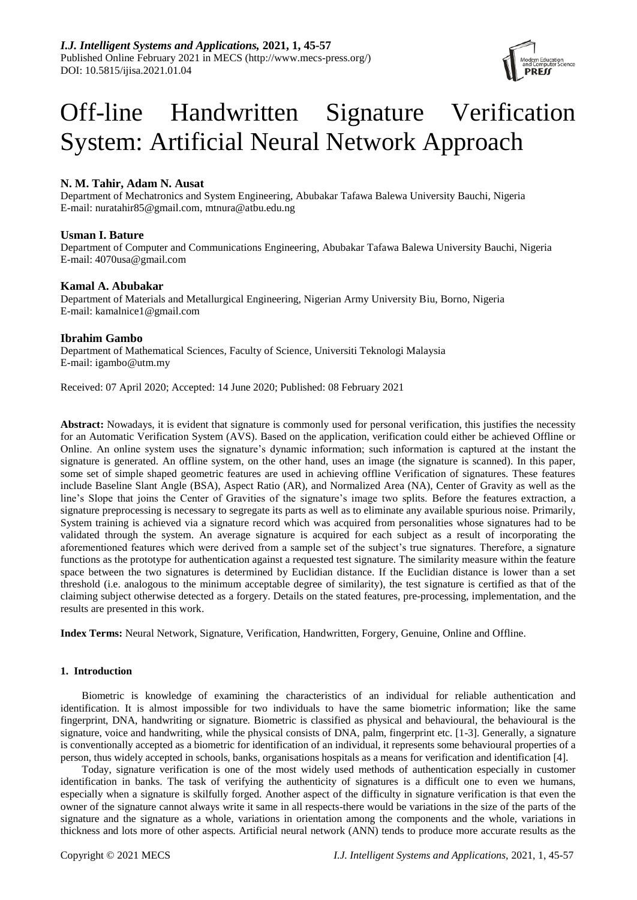# Off-line Handwritten Signature Verification System: Artificial Neural Network Approach

**N. M. Tahir, Adam N. Ausat**

Department of Mechatronics and System Engineering, Abubakar Tafawa Balewa University Bauchi, Nigeria
E-mail: nuratahir85@gmail.com, mtnura@atbu.edu.ng

**Usman I. Bature**

Department of Computer and Communications Engineering, Abubakar Tafawa Balewa University Bauchi, Nigeria
E-mail: 4070usa@gmail.com

**Kamal A. Abubakar**

Department of Materials and Metallurgical Engineering, Nigerian Army University Biu, Borno, Nigeria
E-mail: kamalnice1@gmail.com

**Ibrahim Gambo**

Department of Mathematical Sciences, Faculty of Science, Universiti Teknologi Malaysia
E-mail: igambo@utm.my

Received: 07 April 2020; Accepted: 14 June 2020; Published: 08 February 2021

**Abstract:** Nowadays, it is evident that signature is commonly used for personal verification, this justifies the necessity for an Automatic Verification System (AVS). Based on the application, verification could either be achieved Offline or Online. An online system uses the signature's dynamic information; such information is captured at the instant the signature is generated. An offline system, on the other hand, uses an image (the signature is scanned). In this paper, some set of simple shaped geometric features are used in achieving offline Verification of signatures. These features include Baseline Slant Angle (BSA), Aspect Ratio (AR), and Normalized Area (NA), Center of Gravity as well as the line's Slope that joins the Center of Gravities of the signature's image two splits. Before the features extraction, a signature preprocessing is necessary to segregate its parts as well as to eliminate any available spurious noise. Primarily, System training is achieved via a signature record which was acquired from personalities whose signatures had to be validated through the system. An average signature is acquired for each subject as a result of incorporating the aforementioned features which were derived from a sample set of the subject's true signatures. Therefore, a signature functions as the prototype for authentication against a requested test signature. The similarity measure within the feature space between the two signatures is determined by Euclidian distance. If the Euclidian distance is lower than a set threshold (i.e. analogous to the minimum acceptable degree of similarity), the test signature is certified as that of the claiming subject otherwise detected as a forgery. Details on the stated features, pre-processing, implementation, and the results are presented in this work.

**Index Terms:** Neural Network, Signature, Verification, Handwritten, Forgery, Genuine, Online and Offline.

## 1. Introduction

Biometric is knowledge of examining the characteristics of an individual for reliable authentication and identification. It is almost impossible for two individuals to have the same biometric information; like the same fingerprint, DNA, handwriting or signature. Biometric is classified as physical and behavioural, the behavioural is the signature, voice and handwriting, while the physical consists of DNA, palm, fingerprint etc. [1-3]. Generally, a signature is conventionally accepted as a biometric for identification of an individual, it represents some behavioural properties of a person, thus widely accepted in schools, banks, organisations hospitals as a means for verification and identification [4].

Today, signature verification is one of the most widely used methods of authentication especially in customer identification in banks. The task of verifying the authenticity of signatures is a difficult one to even we humans, especially when a signature is skilfully forged. Another aspect of the difficulty in signature verification is that even the owner of the signature cannot always write it same in all respects-there would be variations in the size of the parts of the signature and the signature as a whole, variations in orientation among the components and the whole, variations in thickness and lots more of other aspects. Artificial neural network (ANN) tends to produce more accurate results as the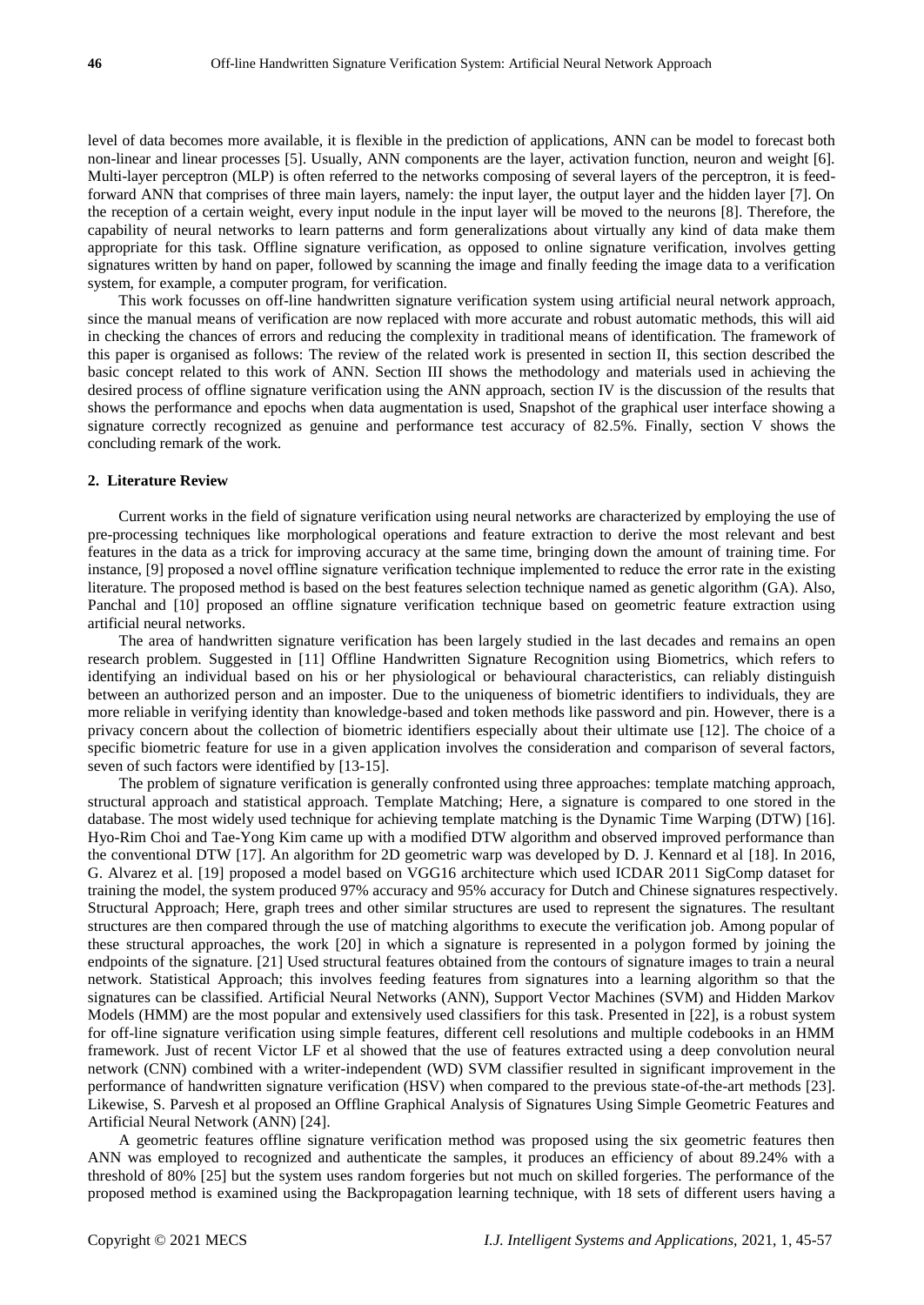level of data becomes more available, it is flexible in the prediction of applications, ANN can be model to forecast both non-linear and linear processes [5]. Usually, ANN components are the layer, activation function, neuron and weight [6]. Multi-layer perceptron (MLP) is often referred to the networks composing of several layers of the perceptron, it is feed-forward ANN that comprises of three main layers, namely: the input layer, the output layer and the hidden layer [7]. On the reception of a certain weight, every input nodule in the input layer will be moved to the neurons [8]. Therefore, the capability of neural networks to learn patterns and form generalizations about virtually any kind of data make them appropriate for this task. Offline signature verification, as opposed to online signature verification, involves getting signatures written by hand on paper, followed by scanning the image and finally feeding the image data to a verification system, for example, a computer program, for verification.

This work focusses on off-line handwritten signature verification system using artificial neural network approach, since the manual means of verification are now replaced with more accurate and robust automatic methods, this will aid in checking the chances of errors and reducing the complexity in traditional means of identification. The framework of this paper is organised as follows: The review of the related work is presented in section II, this section described the basic concept related to this work of ANN. Section III shows the methodology and materials used in achieving the desired process of offline signature verification using the ANN approach, section IV is the discussion of the results that shows the performance and epochs when data augmentation is used, Snapshot of the graphical user interface showing a signature correctly recognized as genuine and performance test accuracy of 82.5%. Finally, section V shows the concluding remark of the work.

## 2. Literature Review

Current works in the field of signature verification using neural networks are characterized by employing the use of pre-processing techniques like morphological operations and feature extraction to derive the most relevant and best features in the data as a trick for improving accuracy at the same time, bringing down the amount of training time. For instance, [9] proposed a novel offline signature verification technique implemented to reduce the error rate in the existing literature. The proposed method is based on the best features selection technique named as genetic algorithm (GA). Also, Panchal and [10] proposed an offline signature verification technique based on geometric feature extraction using artificial neural networks.

The area of handwritten signature verification has been largely studied in the last decades and remains an open research problem. Suggested in [11] Offline Handwritten Signature Recognition using Biometrics, which refers to identifying an individual based on his or her physiological or behavioural characteristics, can reliably distinguish between an authorized person and an imposter. Due to the uniqueness of biometric identifiers to individuals, they are more reliable in verifying identity than knowledge-based and token methods like password and pin. However, there is a privacy concern about the collection of biometric identifiers especially about their ultimate use [12]. The choice of a specific biometric feature for use in a given application involves the consideration and comparison of several factors, seven of such factors were identified by [13-15].

The problem of signature verification is generally confronted using three approaches: template matching approach, structural approach and statistical approach. Template Matching; Here, a signature is compared to one stored in the database. The most widely used technique for achieving template matching is the Dynamic Time Warping (DTW) [16]. Hyo-Rim Choi and Tae-Yong Kim came up with a modified DTW algorithm and observed improved performance than the conventional DTW [17]. An algorithm for 2D geometric warp was developed by D. J. Kennard et al [18]. In 2016, G. Alvarez et al. [19] proposed a model based on VGG16 architecture which used ICDAR 2011 SigComp dataset for training the model, the system produced 97% accuracy and 95% accuracy for Dutch and Chinese signatures respectively. Structural Approach; Here, graph trees and other similar structures are used to represent the signatures. The resultant structures are then compared through the use of matching algorithms to execute the verification job. Among popular of these structural approaches, the work [20] in which a signature is represented in a polygon formed by joining the endpoints of the signature. [21] Used structural features obtained from the contours of signature images to train a neural network. Statistical Approach; this involves feeding features from signatures into a learning algorithm so that the signatures can be classified. Artificial Neural Networks (ANN), Support Vector Machines (SVM) and Hidden Markov Models (HMM) are the most popular and extensively used classifiers for this task. Presented in [22], is a robust system for off-line signature verification using simple features, different cell resolutions and multiple codebooks in an HMM framework. Just of recent Victor LF et al showed that the use of features extracted using a deep convolution neural network (CNN) combined with a writer-independent (WD) SVM classifier resulted in significant improvement in the performance of handwritten signature verification (HSV) when compared to the previous state-of-the-art methods [23]. Likewise, S. Parvesh et al proposed an Offline Graphical Analysis of Signatures Using Simple Geometric Features and Artificial Neural Network (ANN) [24].

A geometric features offline signature verification method was proposed using the six geometric features then ANN was employed to recognized and authenticate the samples, it produces an efficiency of about 89.24% with a threshold of 80% [25] but the system uses random forgeries but not much on skilled forgeries. The performance of the proposed method is examined using the Backpropagation learning technique, with 18 sets of different users having a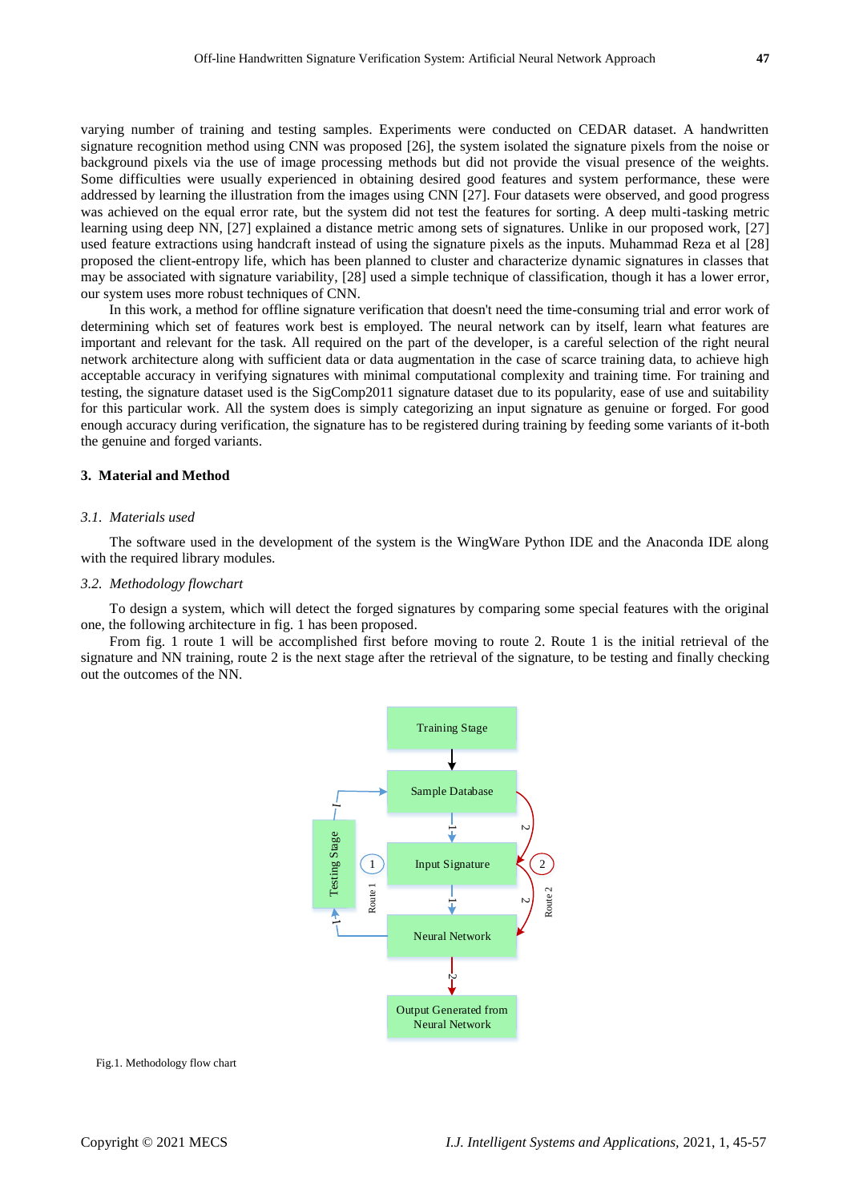varying number of training and testing samples. Experiments were conducted on CEDAR dataset. A handwritten signature recognition method using CNN was proposed [26], the system isolated the signature pixels from the noise or background pixels via the use of image processing methods but did not provide the visual presence of the weights. Some difficulties were usually experienced in obtaining desired good features and system performance, these were addressed by learning the illustration from the images using CNN [27]. Four datasets were observed, and good progress was achieved on the equal error rate, but the system did not test the features for sorting. A deep multi-tasking metric learning using deep NN, [27] explained a distance metric among sets of signatures. Unlike in our proposed work, [27] used feature extractions using handcraft instead of using the signature pixels as the inputs. Muhammad Reza et al [28] proposed the client-entropy life, which has been planned to cluster and characterize dynamic signatures in classes that may be associated with signature variability, [28] used a simple technique of classification, though it has a lower error, our system uses more robust techniques of CNN.

In this work, a method for offline signature verification that doesn't need the time-consuming trial and error work of determining which set of features work best is employed. The neural network can by itself, learn what features are important and relevant for the task. All required on the part of the developer, is a careful selection of the right neural network architecture along with sufficient data or data augmentation in the case of scarce training data, to achieve high acceptable accuracy in verifying signatures with minimal computational complexity and training time. For training and testing, the signature dataset used is the SigComp2011 signature dataset due to its popularity, ease of use and suitability for this particular work. All the system does is simply categorizing an input signature as genuine or forged. For good enough accuracy during verification, the signature has to be registered during training by feeding some variants of it-both the genuine and forged variants.

## 3. Material and Method

### *3.1. Materials used*

The software used in the development of the system is the WingWare Python IDE and the Anaconda IDE along with the required library modules.

### *3.2. Methodology flowchart*

To design a system, which will detect the forged signatures by comparing some special features with the original one, the following architecture in fig. 1 has been proposed.

From fig. 1 route 1 will be accomplished first before moving to route 2. Route 1 is the initial retrieval of the signature and NN training, route 2 is the next stage after the retrieval of the signature, to be testing and finally checking out the outcomes of the NN.

Fig.1. Methodology flow chart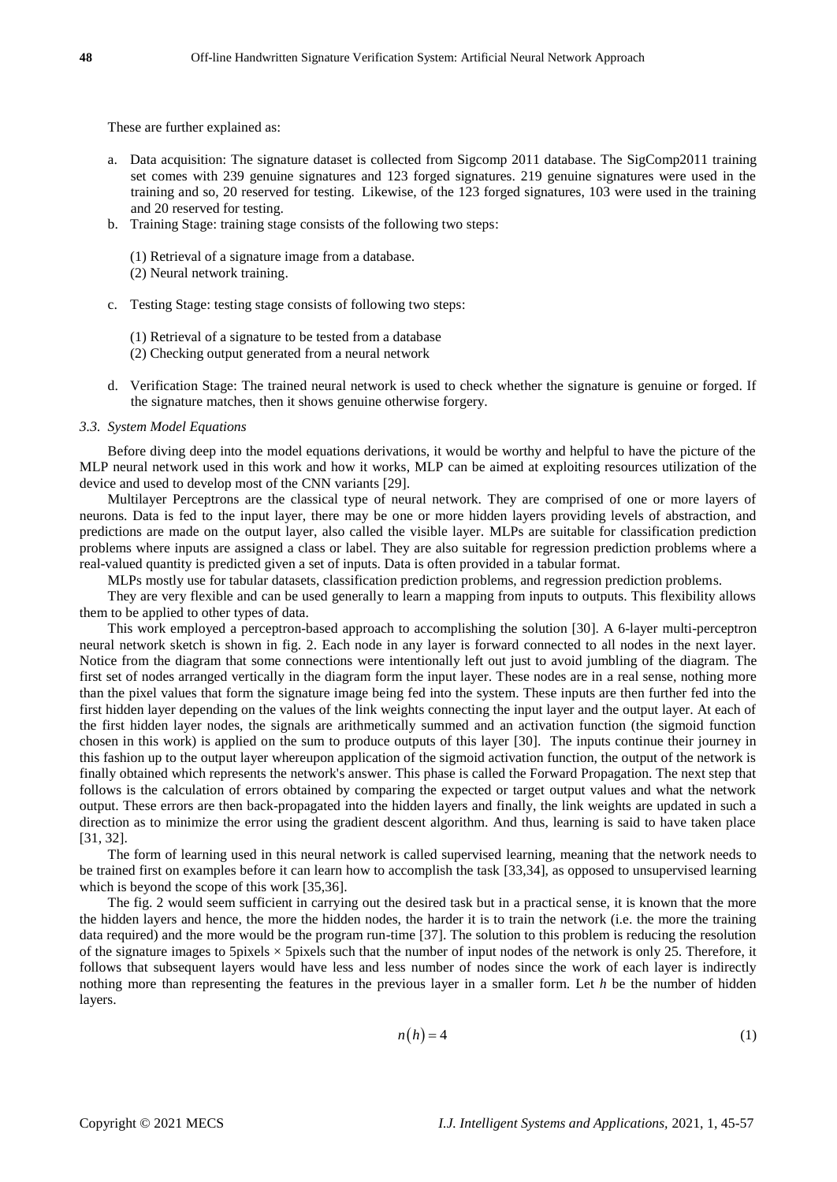These are further explained as:

a. Data acquisition: The signature dataset is collected from Sigcomp 2011 database. The SigComp2011 training set comes with 239 genuine signatures and 123 forged signatures. 219 genuine signatures were used in the training and so, 20 reserved for testing. Likewise, of the 123 forged signatures, 103 were used in the training and 20 reserved for testing.
b. Training Stage: training stage consists of the following two steps:

   (1) Retrieval of a signature image from a database.
   (2) Neural network training.

c. Testing Stage: testing stage consists of following two steps:

   (1) Retrieval of a signature to be tested from a database
   (2) Checking output generated from a neural network

d. Verification Stage: The trained neural network is used to check whether the signature is genuine or forged. If the signature matches, then it shows genuine otherwise forgery.

### *3.3. System Model Equations*

Before diving deep into the model equations derivations, it would be worthy and helpful to have the picture of the MLP neural network used in this work and how it works, MLP can be aimed at exploiting resources utilization of the device and used to develop most of the CNN variants [29].

Multilayer Perceptrons are the classical type of neural network. They are comprised of one or more layers of neurons. Data is fed to the input layer, there may be one or more hidden layers providing levels of abstraction, and predictions are made on the output layer, also called the visible layer. MLPs are suitable for classification prediction problems where inputs are assigned a class or label. They are also suitable for regression prediction problems where a real-valued quantity is predicted given a set of inputs. Data is often provided in a tabular format.

MLPs mostly use for tabular datasets, classification prediction problems, and regression prediction problems.

They are very flexible and can be used generally to learn a mapping from inputs to outputs. This flexibility allows them to be applied to other types of data.

This work employed a perceptron-based approach to accomplishing the solution [30]. A 6-layer multi-perceptron neural network sketch is shown in fig. 2. Each node in any layer is forward connected to all nodes in the next layer. Notice from the diagram that some connections were intentionally left out just to avoid jumbling of the diagram. The first set of nodes arranged vertically in the diagram form the input layer. These nodes are in a real sense, nothing more than the pixel values that form the signature image being fed into the system. These inputs are then further fed into the first hidden layer depending on the values of the link weights connecting the input layer and the output layer. At each of the first hidden layer nodes, the signals are arithmetically summed and an activation function (the sigmoid function chosen in this work) is applied on the sum to produce outputs of this layer [30]. The inputs continue their journey in this fashion up to the output layer whereupon application of the sigmoid activation function, the output of the network is finally obtained which represents the network's answer. This phase is called the Forward Propagation. The next step that follows is the calculation of errors obtained by comparing the expected or target output values and what the network output. These errors are then back-propagated into the hidden layers and finally, the link weights are updated in such a direction as to minimize the error using the gradient descent algorithm. And thus, learning is said to have taken place [31, 32].

The form of learning used in this neural network is called supervised learning, meaning that the network needs to be trained first on examples before it can learn how to accomplish the task [33,34], as opposed to unsupervised learning which is beyond the scope of this work [35,36].

The fig. 2 would seem sufficient in carrying out the desired task but in a practical sense, it is known that the more the hidden layers and hence, the more the hidden nodes, the harder it is to train the network (i.e. the more the training data required) and the more would be the program run-time [37]. The solution to this problem is reducing the resolution of the signature images to 5pixels × 5pixels such that the number of input nodes of the network is only 25. Therefore, it follows that subsequent layers would have less and less number of nodes since the work of each layer is indirectly nothing more than representing the features in the previous layer in a smaller form. Let *h* be the number of hidden layers.

$$n(h) = 4 \tag{1}$$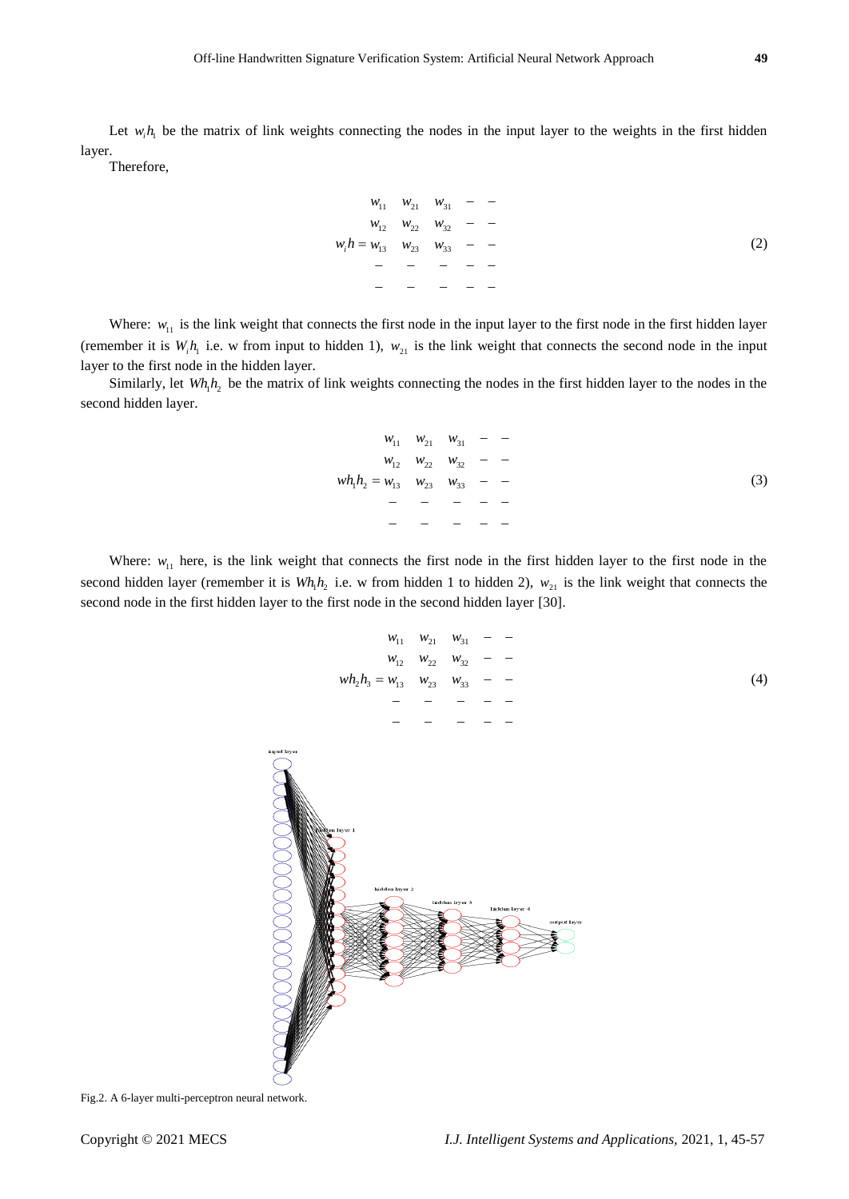Let $w_i h_1$ be the matrix of link weights connecting the nodes in the input layer to the weights in the first hidden layer.

Therefore,

$$w_i h = \begin{matrix} w_{11} & w_{21} & w_{31} & - & - \\ w_{12} & w_{22} & w_{32} & - & - \\ w_{13} & w_{23} & w_{33} & - & - \\ - & - & - & - & - \\ - & - & - & - & - \end{matrix} \tag{2}$$

Where: $w_{11}$ is the link weight that connects the first node in the input layer to the first node in the first hidden layer (remember it is $W_i h_1$ i.e. w from input to hidden 1), $w_{21}$ is the link weight that connects the second node in the input layer to the first node in the hidden layer.

Similarly, let $Wh_1 h_2$ be the matrix of link weights connecting the nodes in the first hidden layer to the nodes in the second hidden layer.

$$wh_1 h_2 = \begin{matrix} w_{11} & w_{21} & w_{31} & - & - \\ w_{12} & w_{22} & w_{32} & - & - \\ w_{13} & w_{23} & w_{33} & - & - \\ - & - & - & - & - \\ - & - & - & - & - \end{matrix} \tag{3}$$

Where: $w_{11}$ here, is the link weight that connects the first node in the first hidden layer to the first node in the second hidden layer (remember it is $Wh_1 h_2$ i.e. w from hidden 1 to hidden 2), $w_{21}$ is the link weight that connects the second node in the first hidden layer to the first node in the second hidden layer [30].

$$wh_2 h_3 = \begin{matrix} w_{11} & w_{21} & w_{31} & - & - \\ w_{12} & w_{22} & w_{32} & - & - \\ w_{13} & w_{23} & w_{33} & - & - \\ - & - & - & - & - \\ - & - & - & - & - \end{matrix} \tag{4}$$

Fig.2. A 6-layer multi-perceptron neural network.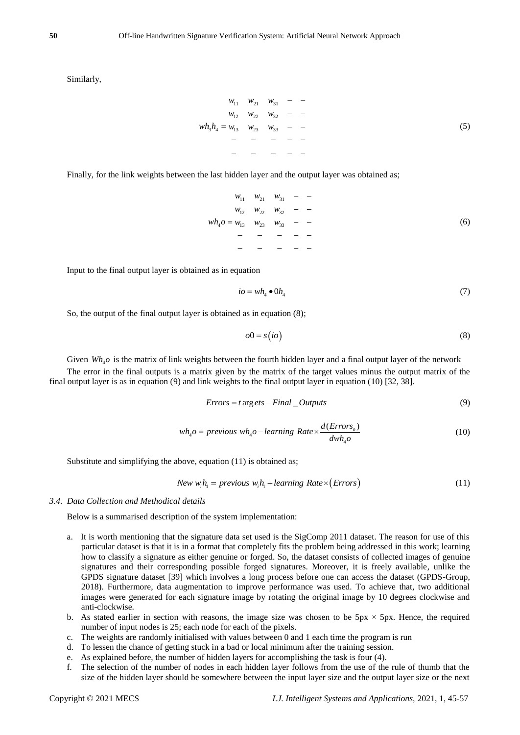Similarly,

$$wh_3h_4 = \begin{matrix} w_{11} & w_{21} & w_{31} & - & - \\ w_{12} & w_{22} & w_{32} & - & - \\ w_{13} & w_{23} & w_{33} & - & - \\ - & - & - & - & - \\ - & - & - & - & - \end{matrix} \tag{5}$$

Finally, for the link weights between the last hidden layer and the output layer was obtained as;

$$wh_4o = \begin{matrix} w_{11} & w_{21} & w_{31} & - & - \\ w_{12} & w_{22} & w_{32} & - & - \\ w_{13} & w_{23} & w_{33} & - & - \\ - & - & - & - & - \\ - & - & - & - & - \end{matrix} \tag{6}$$

Input to the final output layer is obtained as in equation

$$io = wh_4 \bullet 0h_4 \tag{7}$$

So, the output of the final output layer is obtained as in equation (8);

$$o0 = s(io) \tag{8}$$

Given $Wh_4o$ is the matrix of link weights between the fourth hidden layer and a final output layer of the network

The error in the final outputs is a matrix given by the matrix of the target values minus the output matrix of the final output layer is as in equation (9) and link weights to the final output layer in equation (10) [32, 38].

$$Errors = targets - Final\_Outputs \tag{9}$$

$$wh_4o = previous\ wh_4o - learning\ Rate \times \frac{d(Errors_o)}{dwh_4o} \tag{10}$$

Substitute and simplifying the above, equation (11) is obtained as;

$$New\ w_ih_1 = previous\ w_ih_1 + learning\ Rate \times (Errors) \tag{11}$$

### *3.4. Data Collection and Methodical details*

Below is a summarised description of the system implementation:

a. It is worth mentioning that the signature data set used is the SigComp 2011 dataset. The reason for use of this particular dataset is that it is in a format that completely fits the problem being addressed in this work; learning how to classify a signature as either genuine or forged. So, the dataset consists of collected images of genuine signatures and their corresponding possible forged signatures. Moreover, it is freely available, unlike the GPDS signature dataset [39] which involves a long process before one can access the dataset (GPDS-Group, 2018). Furthermore, data augmentation to improve performance was used. To achieve that, two additional images were generated for each signature image by rotating the original image by 10 degrees clockwise and anti-clockwise.
b. As stated earlier in section with reasons, the image size was chosen to be 5px × 5px. Hence, the required number of input nodes is 25; each node for each of the pixels.
c. The weights are randomly initialised with values between 0 and 1 each time the program is run
d. To lessen the chance of getting stuck in a bad or local minimum after the training session.
e. As explained before, the number of hidden layers for accomplishing the task is four (4).
f. The selection of the number of nodes in each hidden layer follows from the use of the rule of thumb that the size of the hidden layer should be somewhere between the input layer size and the output layer size or the next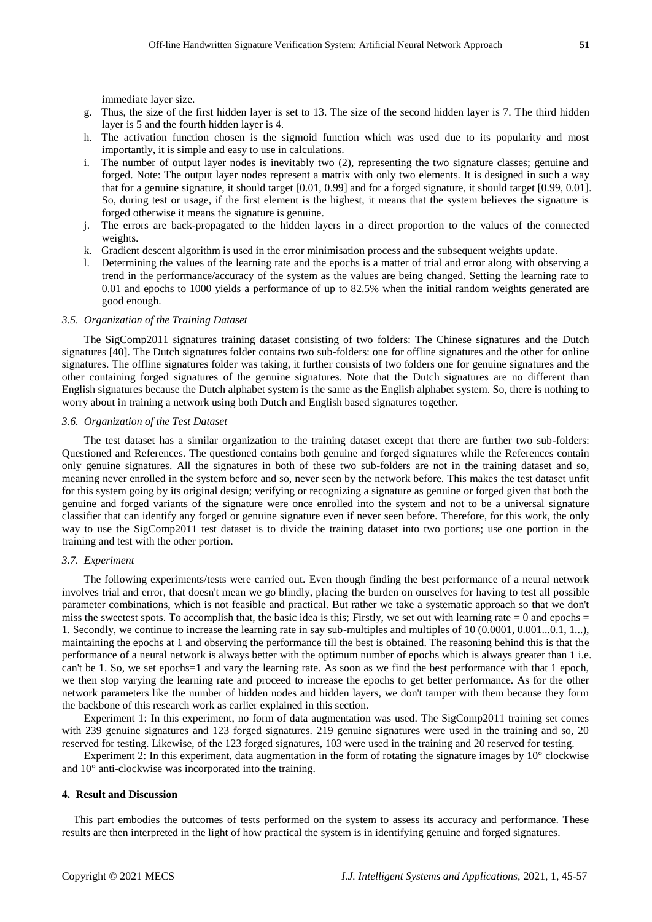immediate layer size.

g. Thus, the size of the first hidden layer is set to 13. The size of the second hidden layer is 7. The third hidden layer is 5 and the fourth hidden layer is 4.
h. The activation function chosen is the sigmoid function which was used due to its popularity and most importantly, it is simple and easy to use in calculations.
i. The number of output layer nodes is inevitably two (2), representing the two signature classes; genuine and forged. Note: The output layer nodes represent a matrix with only two elements. It is designed in such a way that for a genuine signature, it should target [0.01, 0.99] and for a forged signature, it should target [0.99, 0.01]. So, during test or usage, if the first element is the highest, it means that the system believes the signature is forged otherwise it means the signature is genuine.
j. The errors are back-propagated to the hidden layers in a direct proportion to the values of the connected weights.
k. Gradient descent algorithm is used in the error minimisation process and the subsequent weights update.
l. Determining the values of the learning rate and the epochs is a matter of trial and error along with observing a trend in the performance/accuracy of the system as the values are being changed. Setting the learning rate to 0.01 and epochs to 1000 yields a performance of up to 82.5% when the initial random weights generated are good enough.

### *3.5. Organization of the Training Dataset*

The SigComp2011 signatures training dataset consisting of two folders: The Chinese signatures and the Dutch signatures [40]. The Dutch signatures folder contains two sub-folders: one for offline signatures and the other for online signatures. The offline signatures folder was taking, it further consists of two folders one for genuine signatures and the other containing forged signatures of the genuine signatures. Note that the Dutch signatures are no different than English signatures because the Dutch alphabet system is the same as the English alphabet system. So, there is nothing to worry about in training a network using both Dutch and English based signatures together.

### *3.6. Organization of the Test Dataset*

The test dataset has a similar organization to the training dataset except that there are further two sub-folders: Questioned and References. The questioned contains both genuine and forged signatures while the References contain only genuine signatures. All the signatures in both of these two sub-folders are not in the training dataset and so, meaning never enrolled in the system before and so, never seen by the network before. This makes the test dataset unfit for this system going by its original design; verifying or recognizing a signature as genuine or forged given that both the genuine and forged variants of the signature were once enrolled into the system and not to be a universal signature classifier that can identify any forged or genuine signature even if never seen before. Therefore, for this work, the only way to use the SigComp2011 test dataset is to divide the training dataset into two portions; use one portion in the training and test with the other portion.

### *3.7. Experiment*

The following experiments/tests were carried out. Even though finding the best performance of a neural network involves trial and error, that doesn't mean we go blindly, placing the burden on ourselves for having to test all possible parameter combinations, which is not feasible and practical. But rather we take a systematic approach so that we don't miss the sweetest spots. To accomplish that, the basic idea is this; Firstly, we set out with learning rate = 0 and epochs = 1. Secondly, we continue to increase the learning rate in say sub-multiples and multiples of 10 (0.0001, 0.001...0.1, 1...), maintaining the epochs at 1 and observing the performance till the best is obtained. The reasoning behind this is that the performance of a neural network is always better with the optimum number of epochs which is always greater than 1 i.e. can't be 1. So, we set epochs=1 and vary the learning rate. As soon as we find the best performance with that 1 epoch, we then stop varying the learning rate and proceed to increase the epochs to get better performance. As for the other network parameters like the number of hidden nodes and hidden layers, we don't tamper with them because they form the backbone of this research work as earlier explained in this section.

Experiment 1: In this experiment, no form of data augmentation was used. The SigComp2011 training set comes with 239 genuine signatures and 123 forged signatures. 219 genuine signatures were used in the training and so, 20 reserved for testing. Likewise, of the 123 forged signatures, 103 were used in the training and 20 reserved for testing.

Experiment 2: In this experiment, data augmentation in the form of rotating the signature images by 10° clockwise and 10° anti-clockwise was incorporated into the training.

## **4. Result and Discussion**

This part embodies the outcomes of tests performed on the system to assess its accuracy and performance. These results are then interpreted in the light of how practical the system is in identifying genuine and forged signatures.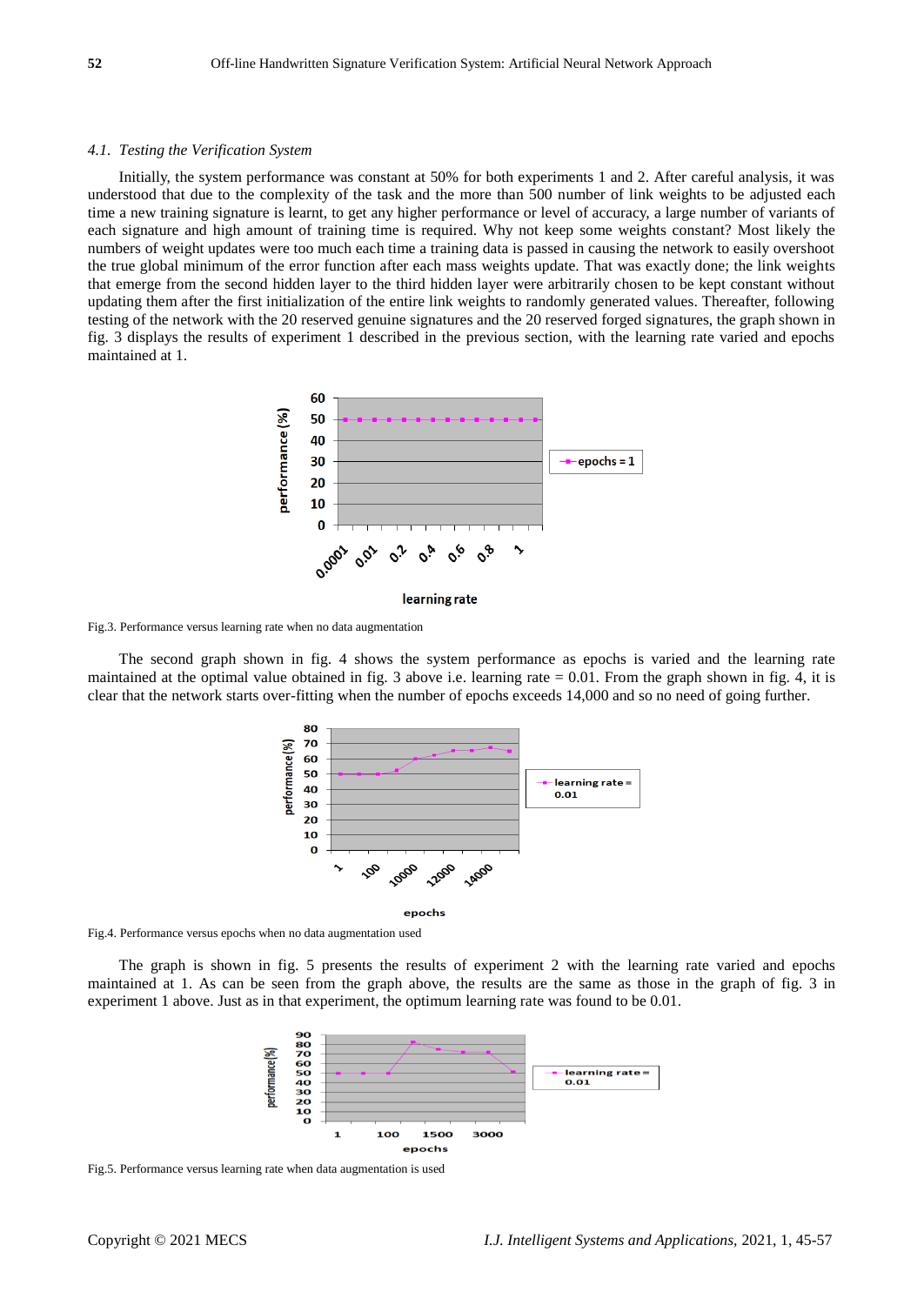### 4.1. Testing the Verification System

Initially, the system performance was constant at 50% for both experiments 1 and 2. After careful analysis, it was understood that due to the complexity of the task and the more than 500 number of link weights to be adjusted each time a new training signature is learnt, to get any higher performance or level of accuracy, a large number of variants of each signature and high amount of training time is required. Why not keep some weights constant? Most likely the numbers of weight updates were too much each time a training data is passed in causing the network to easily overshoot the true global minimum of the error function after each mass weights update. That was exactly done; the link weights that emerge from the second hidden layer to the third hidden layer were arbitrarily chosen to be kept constant without updating them after the first initialization of the entire link weights to randomly generated values. Thereafter, following testing of the network with the 20 reserved genuine signatures and the 20 reserved forged signatures, the graph shown in fig. 3 displays the results of experiment 1 described in the previous section, with the learning rate varied and epochs maintained at 1.

Fig.3. Performance versus learning rate when no data augmentation

The second graph shown in fig. 4 shows the system performance as epochs is varied and the learning rate maintained at the optimal value obtained in fig. 3 above i.e. learning rate = 0.01. From the graph shown in fig. 4, it is clear that the network starts over-fitting when the number of epochs exceeds 14,000 and so no need of going further.

Fig.4. Performance versus epochs when no data augmentation used

The graph is shown in fig. 5 presents the results of experiment 2 with the learning rate varied and epochs maintained at 1. As can be seen from the graph above, the results are the same as those in the graph of fig. 3 in experiment 1 above. Just as in that experiment, the optimum learning rate was found to be 0.01.

Fig.5. Performance versus learning rate when data augmentation is used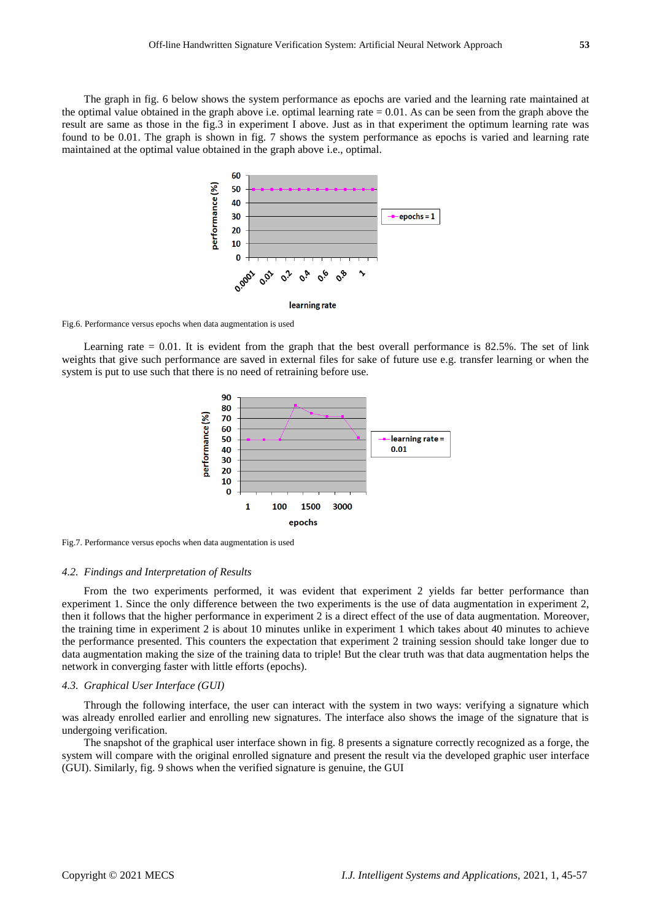The graph in fig. 6 below shows the system performance as epochs are varied and the learning rate maintained at the optimal value obtained in the graph above i.e. optimal learning rate = 0.01. As can be seen from the graph above the result are same as those in the fig.3 in experiment I above. Just as in that experiment the optimum learning rate was found to be 0.01. The graph is shown in fig. 7 shows the system performance as epochs is varied and learning rate maintained at the optimal value obtained in the graph above i.e., optimal.

Fig.6. Performance versus epochs when data augmentation is used

Learning rate = 0.01. It is evident from the graph that the best overall performance is 82.5%. The set of link weights that give such performance are saved in external files for sake of future use e.g. transfer learning or when the system is put to use such that there is no need of retraining before use.

Fig.7. Performance versus epochs when data augmentation is used

### *4.2. Findings and Interpretation of Results*

From the two experiments performed, it was evident that experiment 2 yields far better performance than experiment 1. Since the only difference between the two experiments is the use of data augmentation in experiment 2, then it follows that the higher performance in experiment 2 is a direct effect of the use of data augmentation. Moreover, the training time in experiment 2 is about 10 minutes unlike in experiment 1 which takes about 40 minutes to achieve the performance presented. This counters the expectation that experiment 2 training session should take longer due to data augmentation making the size of the training data to triple! But the clear truth was that data augmentation helps the network in converging faster with little efforts (epochs).

### *4.3. Graphical User Interface (GUI)*

Through the following interface, the user can interact with the system in two ways: verifying a signature which was already enrolled earlier and enrolling new signatures. The interface also shows the image of the signature that is undergoing verification.

The snapshot of the graphical user interface shown in fig. 8 presents a signature correctly recognized as a forge, the system will compare with the original enrolled signature and present the result via the developed graphic user interface (GUI). Similarly, fig. 9 shows when the verified signature is genuine, the GUI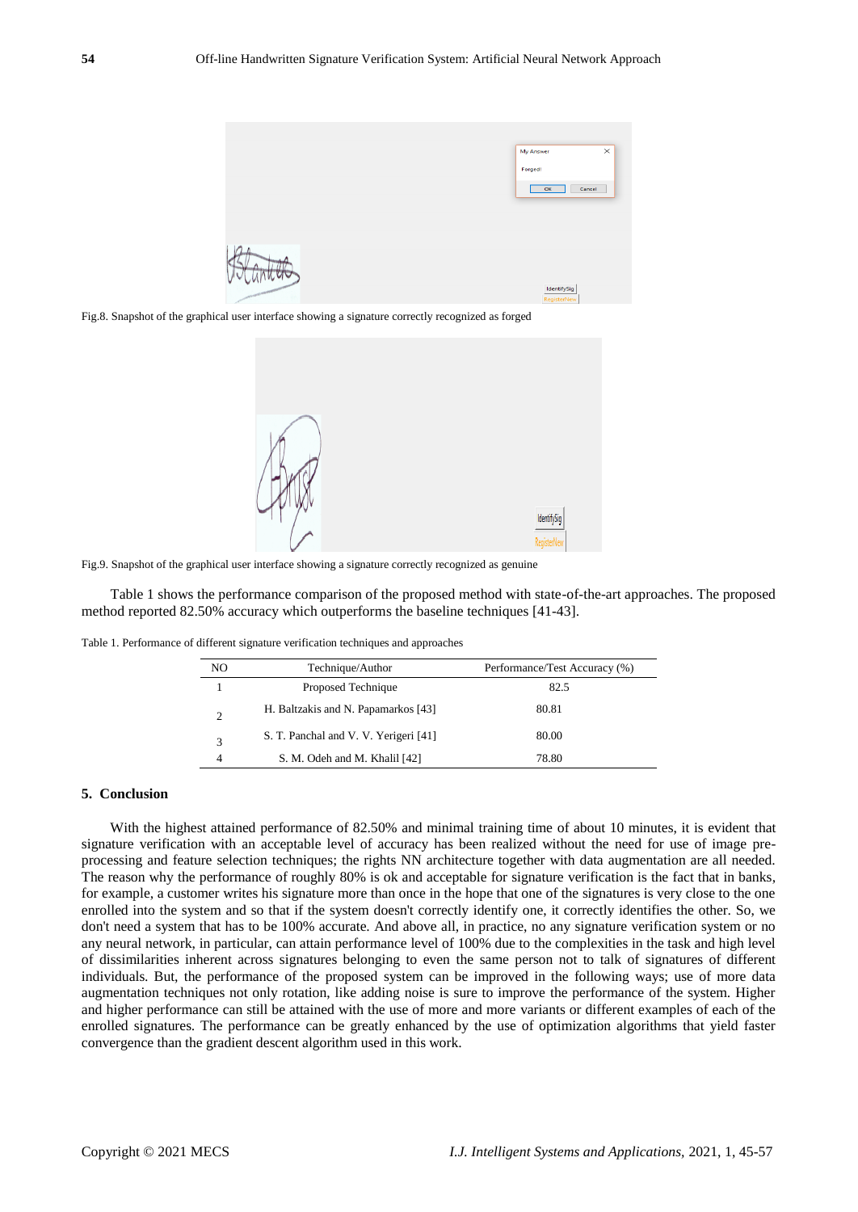Fig.8. Snapshot of the graphical user interface showing a signature correctly recognized as forged

Fig.9. Snapshot of the graphical user interface showing a signature correctly recognized as genuine

Table 1 shows the performance comparison of the proposed method with state-of-the-art approaches. The proposed method reported 82.50% accuracy which outperforms the baseline techniques [41-43].

Table 1. Performance of different signature verification techniques and approaches

| NO | Technique/Author | Performance/Test Accuracy (%) |
| --- | --- | --- |
| 1 | Proposed Technique | 82.5 |
| 2 | H. Baltzakis and N. Papamarkos [43] | 80.81 |
| 3 | S. T. Panchal and V. V. Yerigeri [41] | 80.00 |
| 4 | S. M. Odeh and M. Khalil [42] | 78.80 |

## 5. Conclusion

With the highest attained performance of 82.50% and minimal training time of about 10 minutes, it is evident that signature verification with an acceptable level of accuracy has been realized without the need for use of image pre-processing and feature selection techniques; the rights NN architecture together with data augmentation are all needed. The reason why the performance of roughly 80% is ok and acceptable for signature verification is the fact that in banks, for example, a customer writes his signature more than once in the hope that one of the signatures is very close to the one enrolled into the system and so that if the system doesn't correctly identify one, it correctly identifies the other. So, we don't need a system that has to be 100% accurate. And above all, in practice, no any signature verification system or no any neural network, in particular, can attain performance level of 100% due to the complexities in the task and high level of dissimilarities inherent across signatures belonging to even the same person not to talk of signatures of different individuals. But, the performance of the proposed system can be improved in the following ways; use of more data augmentation techniques not only rotation, like adding noise is sure to improve the performance of the system. Higher and higher performance can still be attained with the use of more and more variants or different examples of each of the enrolled signatures. The performance can be greatly enhanced by the use of optimization algorithms that yield faster convergence than the gradient descent algorithm used in this work.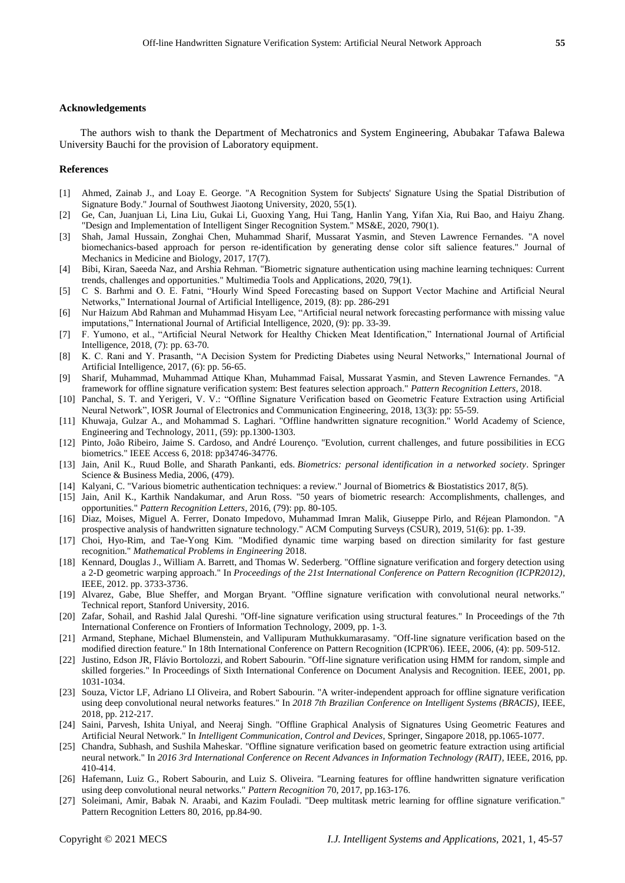### Acknowledgements

The authors wish to thank the Department of Mechatronics and System Engineering, Abubakar Tafawa Balewa University Bauchi for the provision of Laboratory equipment.

### References

[1] Ahmed, Zainab J., and Loay E. George. "A Recognition System for Subjects' Signature Using the Spatial Distribution of Signature Body." Journal of Southwest Jiaotong University, 2020, 55(1).

[2] Ge, Can, Juanjuan Li, Lina Liu, Gukai Li, Guoxing Yang, Hui Tang, Hanlin Yang, Yifan Xia, Rui Bao, and Haiyu Zhang. "Design and Implementation of Intelligent Singer Recognition System." MS&E, 2020, 790(1).

[3] Shah, Jamal Hussain, Zonghai Chen, Muhammad Sharif, Mussarat Yasmin, and Steven Lawrence Fernandes. "A novel biomechanics-based approach for person re-identification by generating dense color sift salience features." Journal of Mechanics in Medicine and Biology, 2017, 17(7).

[4] Bibi, Kiran, Saeeda Naz, and Arshia Rehman. "Biometric signature authentication using machine learning techniques: Current trends, challenges and opportunities." Multimedia Tools and Applications, 2020, 79(1).

[5] C S. Barhmi and O. E. Fatni, "Hourly Wind Speed Forecasting based on Support Vector Machine and Artificial Neural Networks," International Journal of Artificial Intelligence, 2019, (8): pp. 286-291

[6] Nur Haizum Abd Rahman and Muhammad Hisyam Lee, "Artificial neural network forecasting performance with missing value imputations," International Journal of Artificial Intelligence, 2020, (9): pp. 33-39.

[7] F. Yumono, et al., "Artificial Neural Network for Healthy Chicken Meat Identification," International Journal of Artificial Intelligence, 2018, (7): pp. 63-70.

[8] K. C. Rani and Y. Prasanth, "A Decision System for Predicting Diabetes using Neural Networks," International Journal of Artificial Intelligence, 2017, (6): pp. 56-65.

[9] Sharif, Muhammad, Muhammad Attique Khan, Muhammad Faisal, Mussarat Yasmin, and Steven Lawrence Fernandes. "A framework for offline signature verification system: Best features selection approach." *Pattern Recognition Letters*, 2018.

[10] Panchal, S. T. and Yerigeri, V. V.: "Offline Signature Verification based on Geometric Feature Extraction using Artificial Neural Network", IOSR Journal of Electronics and Communication Engineering, 2018, 13(3): pp: 55-59.

[11] Khuwaja, Gulzar A., and Mohammad S. Laghari. "Offline handwritten signature recognition." World Academy of Science, Engineering and Technology, 2011, (59): pp.1300-1303.

[12] Pinto, João Ribeiro, Jaime S. Cardoso, and André Lourenço. "Evolution, current challenges, and future possibilities in ECG biometrics." IEEE Access 6, 2018: pp34746-34776.

[13] Jain, Anil K., Ruud Bolle, and Sharath Pankanti, eds. *Biometrics: personal identification in a networked society*. Springer Science & Business Media, 2006, (479).

[14] Kalyani, C. "Various biometric authentication techniques: a review." Journal of Biometrics & Biostatistics 2017, 8(5).

[15] Jain, Anil K., Karthik Nandakumar, and Arun Ross. "50 years of biometric research: Accomplishments, challenges, and opportunities." *Pattern Recognition Letters*, 2016, (79): pp. 80-105.

[16] Diaz, Moises, Miguel A. Ferrer, Donato Impedovo, Muhammad Imran Malik, Giuseppe Pirlo, and Réjean Plamondon. "A prospective analysis of handwritten signature technology." ACM Computing Surveys (CSUR), 2019, 51(6): pp. 1-39.

[17] Choi, Hyo-Rim, and Tae-Yong Kim. "Modified dynamic time warping based on direction similarity for fast gesture recognition." *Mathematical Problems in Engineering* 2018.

[18] Kennard, Douglas J., William A. Barrett, and Thomas W. Sederberg. "Offline signature verification and forgery detection using a 2-D geometric warping approach." In *Proceedings of the 21st International Conference on Pattern Recognition (ICPR2012)*, IEEE, 2012. pp. 3733-3736.

[19] Alvarez, Gabe, Blue Sheffer, and Morgan Bryant. "Offline signature verification with convolutional neural networks." Technical report, Stanford University, 2016.

[20] Zafar, Sohail, and Rashid Jalal Qureshi. "Off-line signature verification using structural features." In Proceedings of the 7th International Conference on Frontiers of Information Technology, 2009, pp. 1-3.

[21] Armand, Stephane, Michael Blumenstein, and Vallipuram Muthukkumarasamy. "Off-line signature verification based on the modified direction feature." In 18th International Conference on Pattern Recognition (ICPR'06). IEEE, 2006, (4): pp. 509-512.

[22] Justino, Edson JR, Flávio Bortolozzi, and Robert Sabourin. "Off-line signature verification using HMM for random, simple and skilled forgeries." In Proceedings of Sixth International Conference on Document Analysis and Recognition. IEEE, 2001, pp. 1031-1034.

[23] Souza, Victor LF, Adriano LI Oliveira, and Robert Sabourin. "A writer-independent approach for offline signature verification using deep convolutional neural networks features." In *2018 7th Brazilian Conference on Intelligent Systems (BRACIS)*, IEEE, 2018, pp. 212-217.

[24] Saini, Parvesh, Ishita Uniyal, and Neeraj Singh. "Offline Graphical Analysis of Signatures Using Geometric Features and Artificial Neural Network." In *Intelligent Communication, Control and Devices*, Springer, Singapore 2018, pp.1065-1077.

[25] Chandra, Subhash, and Sushila Maheskar. "Offline signature verification based on geometric feature extraction using artificial neural network." In *2016 3rd International Conference on Recent Advances in Information Technology (RAIT)*, IEEE, 2016, pp. 410-414.

[26] Hafemann, Luiz G., Robert Sabourin, and Luiz S. Oliveira. "Learning features for offline handwritten signature verification using deep convolutional neural networks." *Pattern Recognition* 70, 2017, pp.163-176.

[27] Soleimani, Amir, Babak N. Araabi, and Kazim Fouladi. "Deep multitask metric learning for offline signature verification." Pattern Recognition Letters 80, 2016, pp.84-90.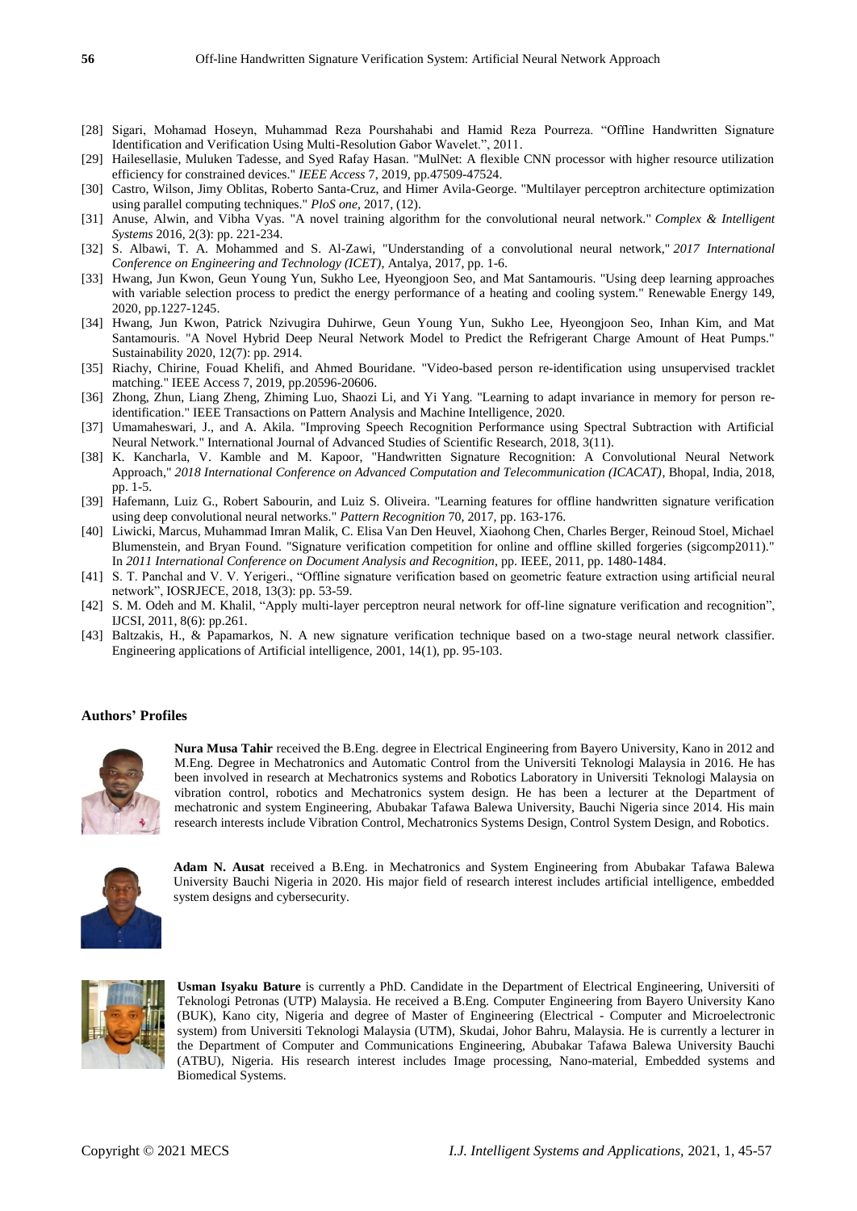[28] Sigari, Mohamad Hoseyn, Muhammad Reza Pourshahabi and Hamid Reza Pourreza. "Offline Handwritten Signature Identification and Verification Using Multi-Resolution Gabor Wavelet.", 2011.

[29] Hailesellasie, Muluken Tadesse, and Syed Rafay Hasan. "MulNet: A flexible CNN processor with higher resource utilization efficiency for constrained devices." *IEEE Access* 7, 2019, pp.47509-47524.

[30] Castro, Wilson, Jimy Oblitas, Roberto Santa-Cruz, and Himer Avila-George. "Multilayer perceptron architecture optimization using parallel computing techniques." *PloS one*, 2017, (12).

[31] Anuse, Alwin, and Vibha Vyas. "A novel training algorithm for the convolutional neural network." *Complex & Intelligent Systems* 2016, 2(3): pp. 221-234.

[32] S. Albawi, T. A. Mohammed and S. Al-Zawi, "Understanding of a convolutional neural network," *2017 International Conference on Engineering and Technology (ICET)*, Antalya, 2017, pp. 1-6.

[33] Hwang, Jun Kwon, Geun Young Yun, Sukho Lee, Hyeongjoon Seo, and Mat Santamouris. "Using deep learning approaches with variable selection process to predict the energy performance of a heating and cooling system." Renewable Energy 149, 2020, pp.1227-1245.

[34] Hwang, Jun Kwon, Patrick Nzivugira Duhirwe, Geun Young Yun, Sukho Lee, Hyeongjoon Seo, Inhan Kim, and Mat Santamouris. "A Novel Hybrid Deep Neural Network Model to Predict the Refrigerant Charge Amount of Heat Pumps." Sustainability 2020, 12(7): pp. 2914.

[35] Riachy, Chirine, Fouad Khelifi, and Ahmed Bouridane. "Video-based person re-identification using unsupervised tracklet matching." IEEE Access 7, 2019, pp.20596-20606.

[36] Zhong, Zhun, Liang Zheng, Zhiming Luo, Shaozi Li, and Yi Yang. "Learning to adapt invariance in memory for person re-identification." IEEE Transactions on Pattern Analysis and Machine Intelligence, 2020.

[37] Umamaheswari, J., and A. Akila. "Improving Speech Recognition Performance using Spectral Subtraction with Artificial Neural Network." International Journal of Advanced Studies of Scientific Research, 2018, 3(11).

[38] K. Kancharla, V. Kamble and M. Kapoor, "Handwritten Signature Recognition: A Convolutional Neural Network Approach," *2018 International Conference on Advanced Computation and Telecommunication (ICACAT)*, Bhopal, India, 2018, pp. 1-5.

[39] Hafemann, Luiz G., Robert Sabourin, and Luiz S. Oliveira. "Learning features for offline handwritten signature verification using deep convolutional neural networks." *Pattern Recognition* 70, 2017, pp. 163-176.

[40] Liwicki, Marcus, Muhammad Imran Malik, C. Elisa Van Den Heuvel, Xiaohong Chen, Charles Berger, Reinoud Stoel, Michael Blumenstein, and Bryan Found. "Signature verification competition for online and offline skilled forgeries (sigcomp2011)." In *2011 International Conference on Document Analysis and Recognition*, pp. IEEE, 2011, pp. 1480-1484.

[41] S. T. Panchal and V. V. Yerigeri., "Offline signature verification based on geometric feature extraction using artificial neural network", IOSRJECE, 2018, 13(3): pp. 53-59.

[42] S. M. Odeh and M. Khalil, "Apply multi-layer perceptron neural network for off-line signature verification and recognition", IJCSI, 2011, 8(6): pp.261.

[43] Baltzakis, H., & Papamarkos, N. A new signature verification technique based on a two-stage neural network classifier. Engineering applications of Artificial intelligence, 2001, 14(1), pp. 95-103.

## Authors' Profiles

**Nura Musa Tahir** received the B.Eng. degree in Electrical Engineering from Bayero University, Kano in 2012 and M.Eng. Degree in Mechatronics and Automatic Control from the Universiti Teknologi Malaysia in 2016. He has been involved in research at Mechatronics systems and Robotics Laboratory in Universiti Teknologi Malaysia on vibration control, robotics and Mechatronics system design. He has been a lecturer at the Department of mechatronic and system Engineering, Abubakar Tafawa Balewa University, Bauchi Nigeria since 2014. His main research interests include Vibration Control, Mechatronics Systems Design, Control System Design, and Robotics.

**Adam N. Ausat** received a B.Eng. in Mechatronics and System Engineering from Abubakar Tafawa Balewa University Bauchi Nigeria in 2020. His major field of research interest includes artificial intelligence, embedded system designs and cybersecurity.

**Usman Isyaku Bature** is currently a PhD. Candidate in the Department of Electrical Engineering, Universiti of Teknologi Petronas (UTP) Malaysia. He received a B.Eng. Computer Engineering from Bayero University Kano (BUK), Kano city, Nigeria and degree of Master of Engineering (Electrical - Computer and Microelectronic system) from Universiti Teknologi Malaysia (UTM), Skudai, Johor Bahru, Malaysia. He is currently a lecturer in the Department of Computer and Communications Engineering, Abubakar Tafawa Balewa University Bauchi (ATBU), Nigeria. His research interest includes Image processing, Nano-material, Embedded systems and Biomedical Systems.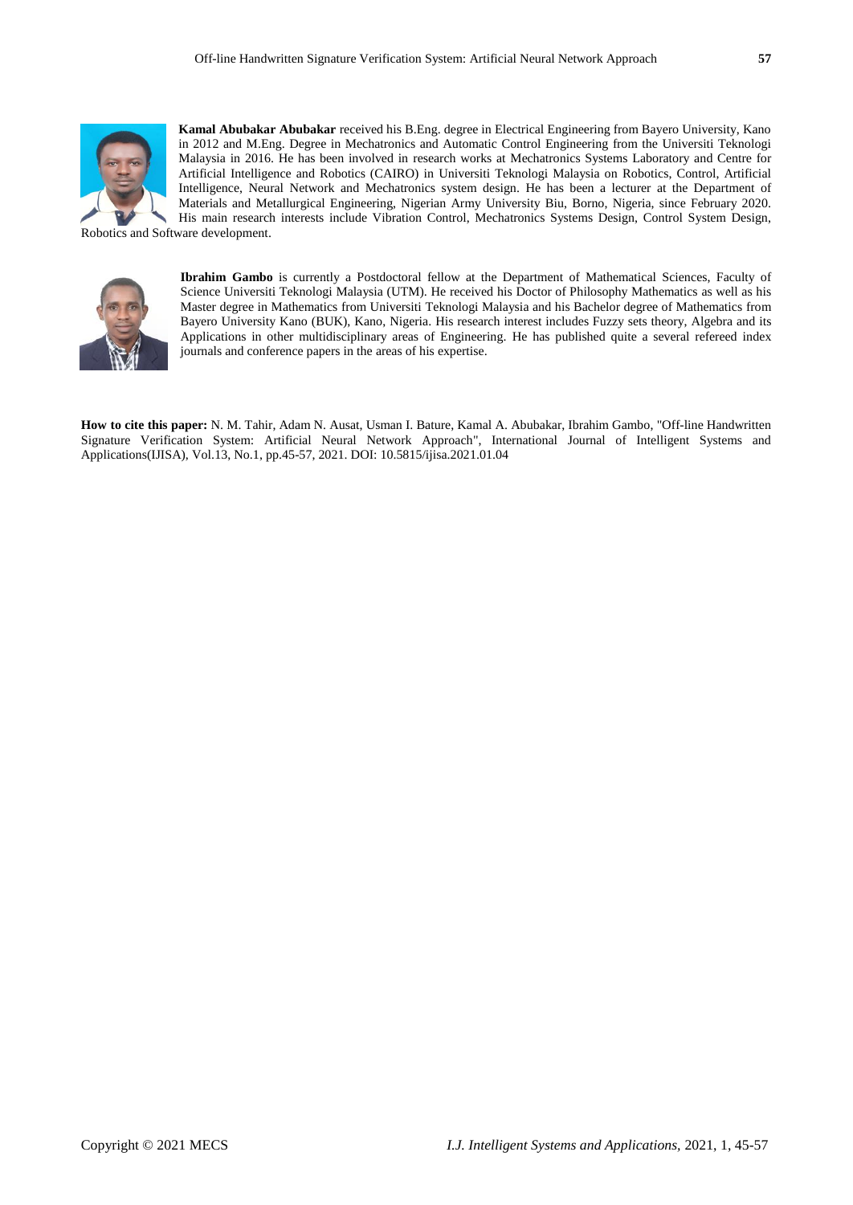**Kamal Abubakar Abubakar** received his B.Eng. degree in Electrical Engineering from Bayero University, Kano in 2012 and M.Eng. Degree in Mechatronics and Automatic Control Engineering from the Universiti Teknologi Malaysia in 2016. He has been involved in research works at Mechatronics Systems Laboratory and Centre for Artificial Intelligence and Robotics (CAIRO) in Universiti Teknologi Malaysia on Robotics, Control, Artificial Intelligence, Neural Network and Mechatronics system design. He has been a lecturer at the Department of Materials and Metallurgical Engineering, Nigerian Army University Biu, Borno, Nigeria, since February 2020. His main research interests include Vibration Control, Mechatronics Systems Design, Control System Design, Robotics and Software development.

**Ibrahim Gambo** is currently a Postdoctoral fellow at the Department of Mathematical Sciences, Faculty of Science Universiti Teknologi Malaysia (UTM). He received his Doctor of Philosophy Mathematics as well as his Master degree in Mathematics from Universiti Teknologi Malaysia and his Bachelor degree of Mathematics from Bayero University Kano (BUK), Kano, Nigeria. His research interest includes Fuzzy sets theory, Algebra and its Applications in other multidisciplinary areas of Engineering. He has published quite a several refereed index journals and conference papers in the areas of his expertise.

**How to cite this paper:** N. M. Tahir, Adam N. Ausat, Usman I. Bature, Kamal A. Abubakar, Ibrahim Gambo, "Off-line Handwritten Signature Verification System: Artificial Neural Network Approach", International Journal of Intelligent Systems and Applications(IJISA), Vol.13, No.1, pp.45-57, 2021. DOI: 10.5815/ijisa.2021.01.04